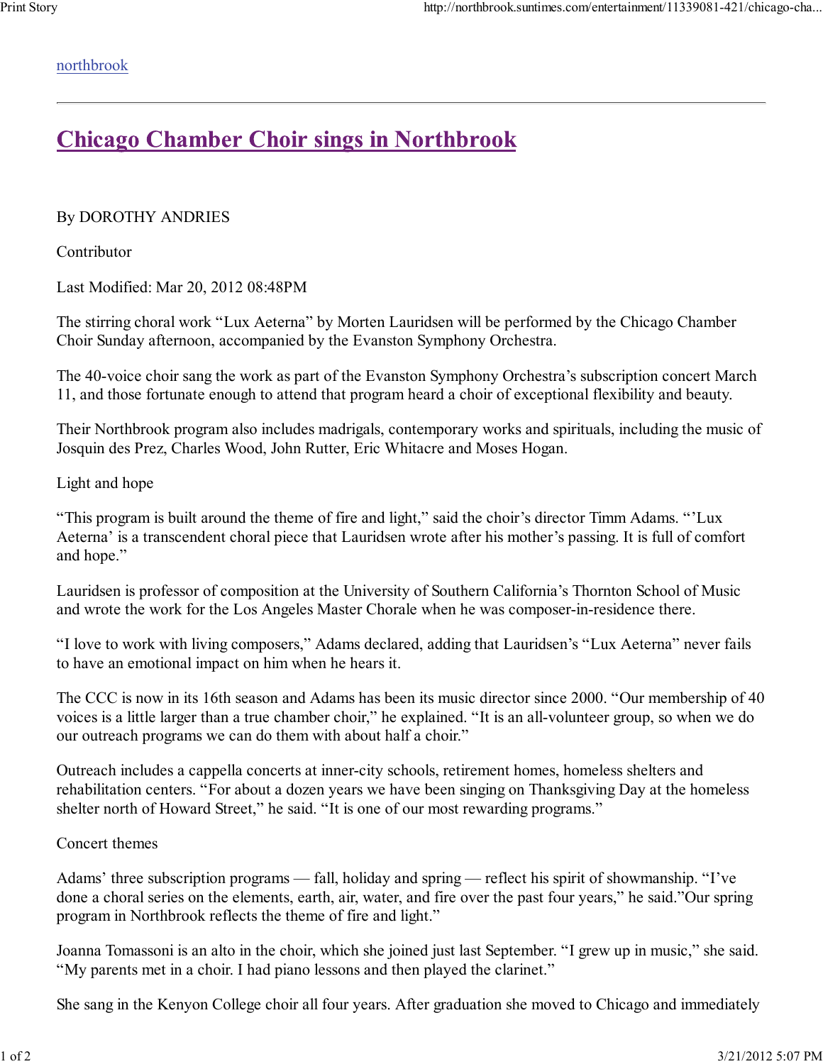northbrook

# Chicago Chamber Choir sings in Northbrook

By DOROTHY ANDRIES

Contributor

Last Modified: Mar 20, 2012 08:48PM

The stirring choral work “Lux Aeterna” by Morten Lauridsen will be performed by the Chicago Chamber Choir Sunday afternoon, accompanied by the Evanston Symphony Orchestra.

The 40-voice choir sang the work as part of the Evanston Symphony Orchestra’s subscription concert March 11, and those fortunate enough to attend that program heard a choir of exceptional flexibility and beauty.

Their Northbrook program also includes madrigals, contemporary works and spirituals, including the music of Josquin des Prez, Charles Wood, John Rutter, Eric Whitacre and Moses Hogan.

Light and hope

“This program is built around the theme of fire and light,” said the choir’s director Timm Adams. “’Lux Aeterna’ is a transcendent choral piece that Lauridsen wrote after his mother’s passing. It is full of comfort and hope.”

Lauridsen is professor of composition at the University of Southern California’s Thornton School of Music and wrote the work for the Los Angeles Master Chorale when he was composer-in-residence there.

“I love to work with living composers,” Adams declared, adding that Lauridsen’s “Lux Aeterna” never fails to have an emotional impact on him when he hears it.

The CCC is now in its 16th season and Adams has been its music director since 2000. “Our membership of 40 voices is a little larger than a true chamber choir,” he explained. “It is an all-volunteer group, so when we do our outreach programs we can do them with about half a choir.”

Outreach includes a cappella concerts at inner-city schools, retirement homes, homeless shelters and rehabilitation centers. “For about a dozen years we have been singing on Thanksgiving Day at the homeless shelter north of Howard Street,” he said. “It is one of our most rewarding programs.”

Concert themes

Adams’ three subscription programs — fall, holiday and spring — reflect his spirit of showmanship. “I’ve done a choral series on the elements, earth, air, water, and fire over the past four years,” he said.”Our spring program in Northbrook reflects the theme of fire and light.”

Joanna Tomassoni is an alto in the choir, which she joined just last September. “I grew up in music,” she said. “My parents met in a choir. I had piano lessons and then played the clarinet.”

She sang in the Kenyon College choir all four years. After graduation she moved to Chicago and immediately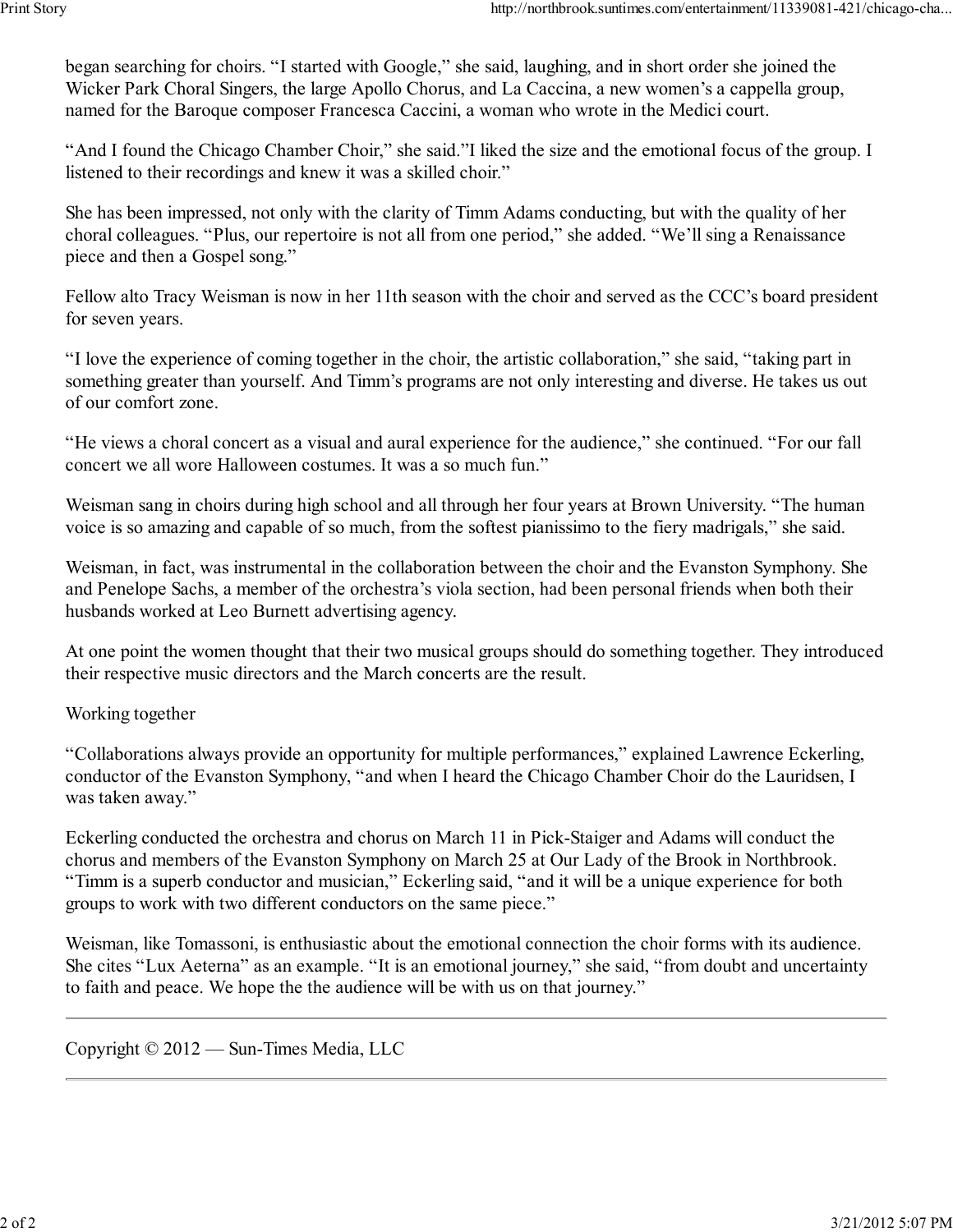began searching for choirs. "I started with Google," she said, laughing, and in short order she joined the Wicker Park Choral Singers, the large Apollo Chorus, and La Caccina, a new women's a cappella group, named for the Baroque composer Francesca Caccini, a woman who wrote in the Medici court.

"And I found the Chicago Chamber Choir," she said."I liked the size and the emotional focus of the group. I listened to their recordings and knew it was a skilled choir."

She has been impressed, not only with the clarity of Timm Adams conducting, but with the quality of her choral colleagues. "Plus, our repertoire is not all from one period," she added. "We'll sing a Renaissance piece and then a Gospel song."

Fellow alto Tracy Weisman is now in her 11th season with the choir and served as the CCC's board president for seven years.

"I love the experience of coming together in the choir, the artistic collaboration," she said, "taking part in something greater than yourself. And Timm's programs are not only interesting and diverse. He takes us out of our comfort zone.

"He views a choral concert as a visual and aural experience for the audience," she continued. "For our fall concert we all wore Halloween costumes. It was a so much fun."

Weisman sang in choirs during high school and all through her four years at Brown University. "The human voice is so amazing and capable of so much, from the softest pianissimo to the fiery madrigals," she said.

Weisman, in fact, was instrumental in the collaboration between the choir and the Evanston Symphony. She and Penelope Sachs, a member of the orchestra's viola section, had been personal friends when both their husbands worked at Leo Burnett advertising agency.

At one point the women thought that their two musical groups should do something together. They introduced their respective music directors and the March concerts are the result.

## Working together

"Collaborations always provide an opportunity for multiple performances," explained Lawrence Eckerling, conductor of the Evanston Symphony, "and when I heard the Chicago Chamber Choir do the Lauridsen, I was taken away."

Eckerling conducted the orchestra and chorus on March 11 in Pick-Staiger and Adams will conduct the chorus and members of the Evanston Symphony on March 25 at Our Lady of the Brook in Northbrook. "Timm is a superb conductor and musician," Eckerling said, "and it will be a unique experience for both groups to work with two different conductors on the same piece."

Weisman, like Tomassoni, is enthusiastic about the emotional connection the choir forms with its audience. She cites "Lux Aeterna" as an example. "It is an emotional journey," she said, "from doubt and uncertainty to faith and peace. We hope the the audience will be with us on that journey."

---

Copyright © 2012 — Sun-Times Media, LLC